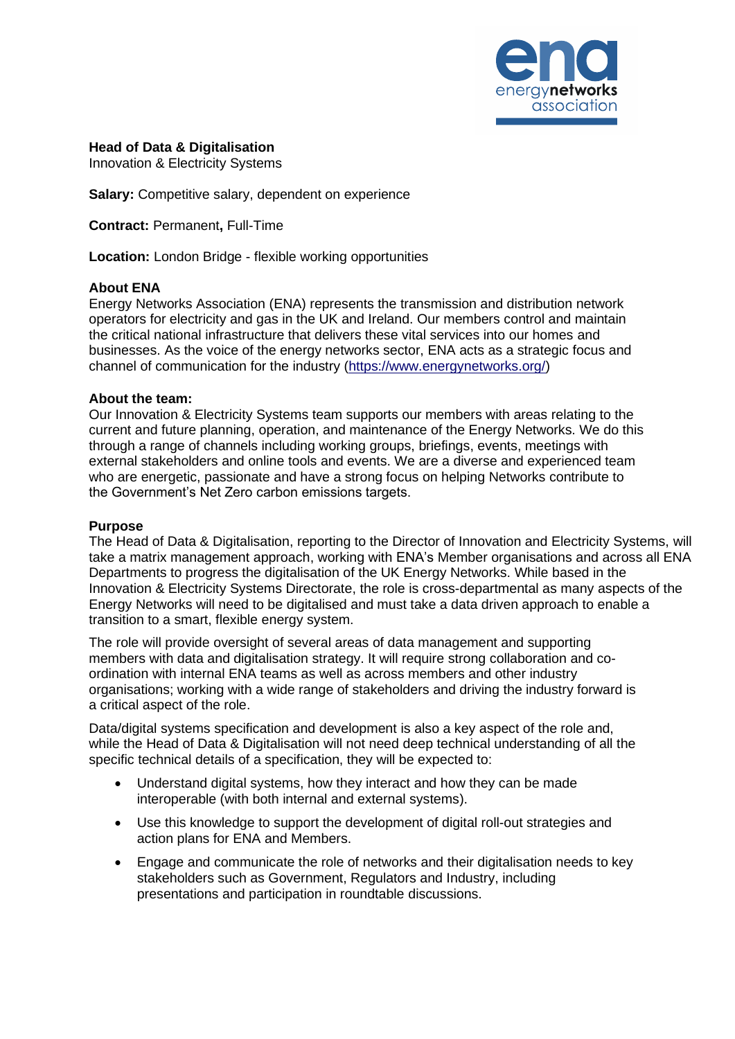**Head of Data & Digitalisation**
Innovation & Electricity Systems

**Salary:** Competitive salary, dependent on experience

**Contract:** Permanent**,** Full-Time

**Location:** London Bridge - flexible working opportunities

**About ENA**

Energy Networks Association (ENA) represents the transmission and distribution network operators for electricity and gas in the UK and Ireland. Our members control and maintain the critical national infrastructure that delivers these vital services into our homes and businesses. As the voice of the energy networks sector, ENA acts as a strategic focus and channel of communication for the industry (https://www.energynetworks.org/)

**About the team:**

Our Innovation & Electricity Systems team supports our members with areas relating to the current and future planning, operation, and maintenance of the Energy Networks. We do this through a range of channels including working groups, briefings, events, meetings with external stakeholders and online tools and events. We are a diverse and experienced team who are energetic, passionate and have a strong focus on helping Networks contribute to the Government's Net Zero carbon emissions targets.

**Purpose**

The Head of Data & Digitalisation, reporting to the Director of Innovation and Electricity Systems, will take a matrix management approach, working with ENA's Member organisations and across all ENA Departments to progress the digitalisation of the UK Energy Networks. While based in the Innovation & Electricity Systems Directorate, the role is cross-departmental as many aspects of the Energy Networks will need to be digitalised and must take a data driven approach to enable a transition to a smart, flexible energy system.

The role will provide oversight of several areas of data management and supporting members with data and digitalisation strategy. It will require strong collaboration and co-ordination with internal ENA teams as well as across members and other industry organisations; working with a wide range of stakeholders and driving the industry forward is a critical aspect of the role.

Data/digital systems specification and development is also a key aspect of the role and, while the Head of Data & Digitalisation will not need deep technical understanding of all the specific technical details of a specification, they will be expected to:

- Understand digital systems, how they interact and how they can be made interoperable (with both internal and external systems).
- Use this knowledge to support the development of digital roll-out strategies and action plans for ENA and Members.
- Engage and communicate the role of networks and their digitalisation needs to key stakeholders such as Government, Regulators and Industry, including presentations and participation in roundtable discussions.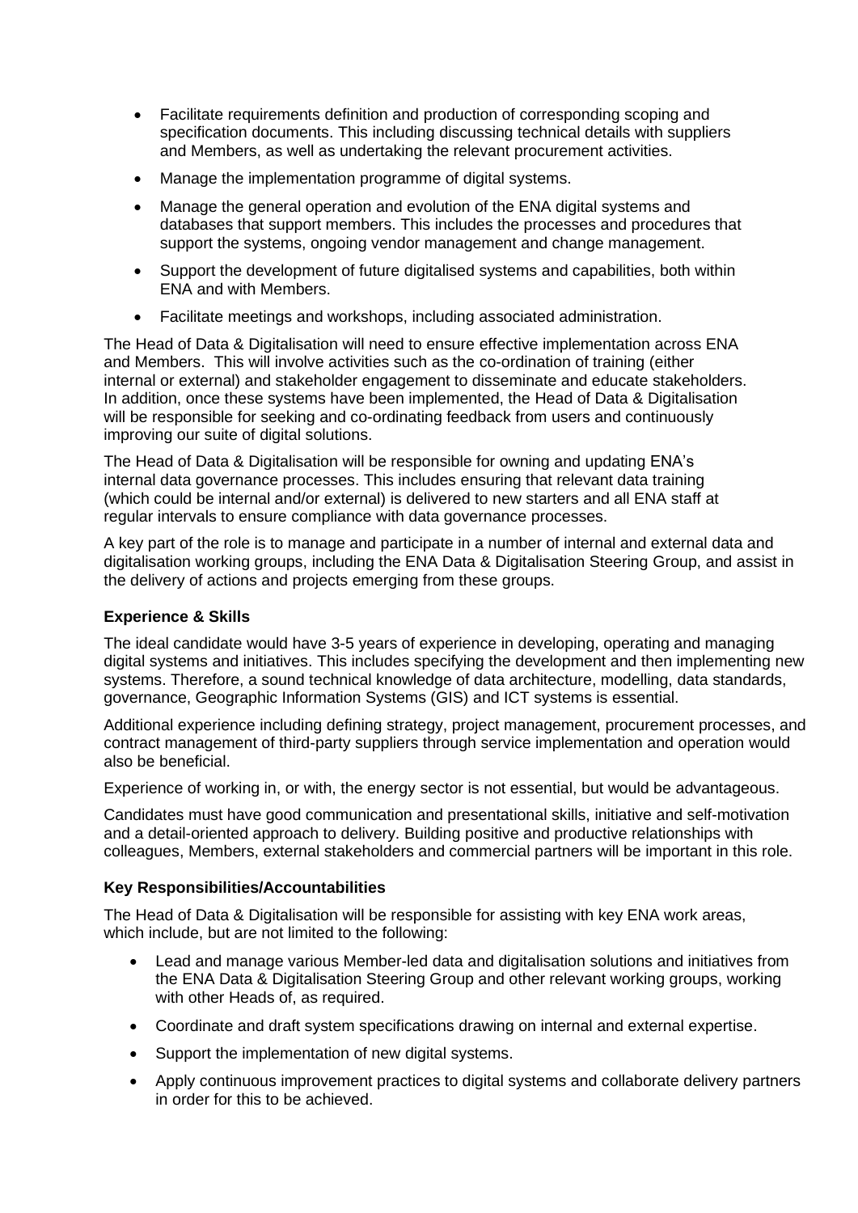- Facilitate requirements definition and production of corresponding scoping and specification documents. This including discussing technical details with suppliers and Members, as well as undertaking the relevant procurement activities.
- Manage the implementation programme of digital systems.
- Manage the general operation and evolution of the ENA digital systems and databases that support members. This includes the processes and procedures that support the systems, ongoing vendor management and change management.
- Support the development of future digitalised systems and capabilities, both within ENA and with Members.
- Facilitate meetings and workshops, including associated administration.

The Head of Data & Digitalisation will need to ensure effective implementation across ENA and Members. This will involve activities such as the co-ordination of training (either internal or external) and stakeholder engagement to disseminate and educate stakeholders. In addition, once these systems have been implemented, the Head of Data & Digitalisation will be responsible for seeking and co-ordinating feedback from users and continuously improving our suite of digital solutions.

The Head of Data & Digitalisation will be responsible for owning and updating ENA's internal data governance processes. This includes ensuring that relevant data training (which could be internal and/or external) is delivered to new starters and all ENA staff at regular intervals to ensure compliance with data governance processes.

A key part of the role is to manage and participate in a number of internal and external data and digitalisation working groups, including the ENA Data & Digitalisation Steering Group, and assist in the delivery of actions and projects emerging from these groups.

**Experience & Skills**

The ideal candidate would have 3-5 years of experience in developing, operating and managing digital systems and initiatives. This includes specifying the development and then implementing new systems. Therefore, a sound technical knowledge of data architecture, modelling, data standards, governance, Geographic Information Systems (GIS) and ICT systems is essential.

Additional experience including defining strategy, project management, procurement processes, and contract management of third-party suppliers through service implementation and operation would also be beneficial.

Experience of working in, or with, the energy sector is not essential, but would be advantageous.

Candidates must have good communication and presentational skills, initiative and self-motivation and a detail-oriented approach to delivery. Building positive and productive relationships with colleagues, Members, external stakeholders and commercial partners will be important in this role.

**Key Responsibilities/Accountabilities**

The Head of Data & Digitalisation will be responsible for assisting with key ENA work areas, which include, but are not limited to the following:

- Lead and manage various Member-led data and digitalisation solutions and initiatives from the ENA Data & Digitalisation Steering Group and other relevant working groups, working with other Heads of, as required.
- Coordinate and draft system specifications drawing on internal and external expertise.
- Support the implementation of new digital systems.
- Apply continuous improvement practices to digital systems and collaborate delivery partners in order for this to be achieved.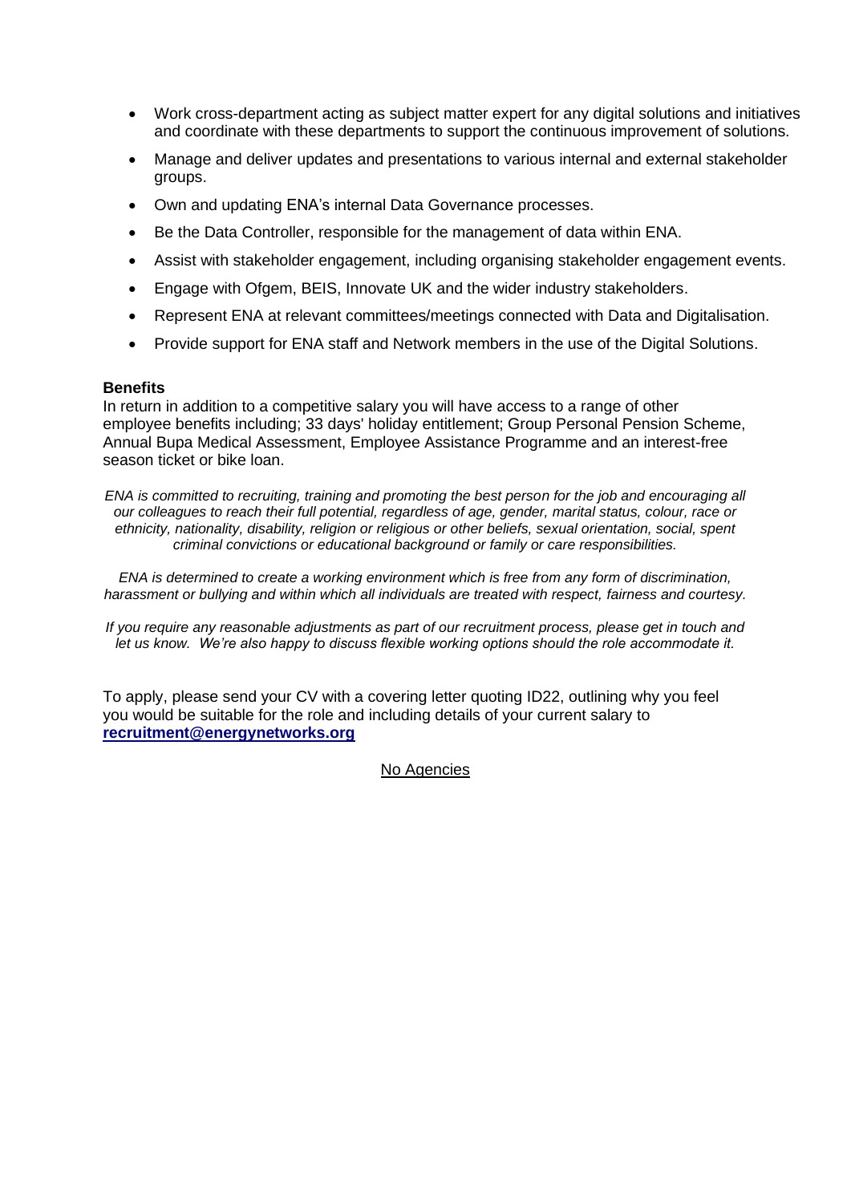- Work cross-department acting as subject matter expert for any digital solutions and initiatives and coordinate with these departments to support the continuous improvement of solutions.
- Manage and deliver updates and presentations to various internal and external stakeholder groups.
- Own and updating ENA's internal Data Governance processes.
- Be the Data Controller, responsible for the management of data within ENA.
- Assist with stakeholder engagement, including organising stakeholder engagement events.
- Engage with Ofgem, BEIS, Innovate UK and the wider industry stakeholders.
- Represent ENA at relevant committees/meetings connected with Data and Digitalisation.
- Provide support for ENA staff and Network members in the use of the Digital Solutions.

**Benefits**

In return in addition to a competitive salary you will have access to a range of other employee benefits including; 33 days' holiday entitlement; Group Personal Pension Scheme, Annual Bupa Medical Assessment, Employee Assistance Programme and an interest-free season ticket or bike loan.

*ENA is committed to recruiting, training and promoting the best person for the job and encouraging all our colleagues to reach their full potential, regardless of age, gender, marital status, colour, race or ethnicity, nationality, disability, religion or religious or other beliefs, sexual orientation, social, spent criminal convictions or educational background or family or care responsibilities.*

*ENA is determined to create a working environment which is free from any form of discrimination, harassment or bullying and within which all individuals are treated with respect, fairness and courtesy.*

*If you require any reasonable adjustments as part of our recruitment process, please get in touch and let us know. We're also happy to discuss flexible working options should the role accommodate it.*

To apply, please send your CV with a covering letter quoting ID22, outlining why you feel you would be suitable for the role and including details of your current salary to **recruitment@energynetworks.org**

No Agencies